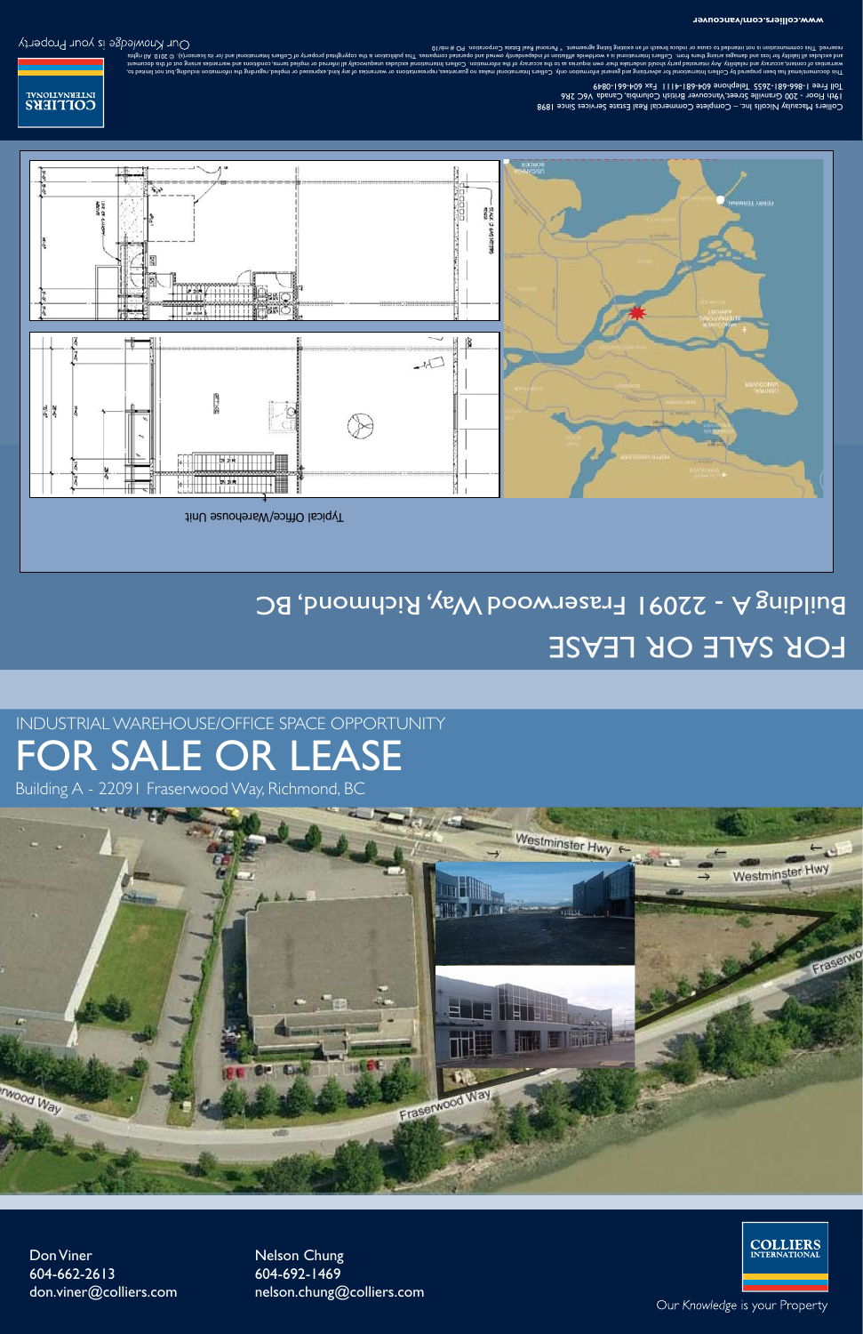# FOR SALE OR LEASE

Building A - 22091 Fraserwood Way, Richmond, BC

Typical Office/Warehouse Unit

Colliers Macaulay Nicolls Inc. – Complete Commercial Real Estate Services Since 1898
19th Floor - 200 Granville Street,Vancouver British Columbia, Canada V6C 2R6
Toll Free 1-866-681-2655 Telephone 604-681-4111 Fax 604-661-0849

This document/email has been prepared by Colliers International for advertising and general information only. Colliers International makes no guarantees, representations or warranties of any kind, expressed or implied, regarding the information including, but not limited to, warranties of content, accuracy and reliability. Any interested party should undertake their own inquiries as to the accuracy of the information. Colliers International excludes unequivocally all inferred or implied terms, conditions and warranties arising out of this document and excludes all liability for loss and damages arising there from. Colliers International is a worldwide affiliation of independently owned and operated companies. This publication is the copyrighted property of Colliers International and /or its licensor(s). © 2010. All rights reserved. This communication is not intended to cause or induce breach of an existing listing agreement. ® Personal Real Estate Corporation. PO # mb/10

www.colliers.com/vancouver

COLLIERS INTERNATIONAL

Our Knowledge is your Property

INDUSTRIAL WAREHOUSE/OFFICE SPACE OPPORTUNITY

# FOR SALE OR LEASE

Building A - 22091 Fraserwood Way, Richmond, BC

Don Viner
604-662-2613
don.viner@colliers.com

Nelson Chung
604-692-1469
nelson.chung@colliers.com

COLLIERS INTERNATIONAL

Our *Knowledge* is your Property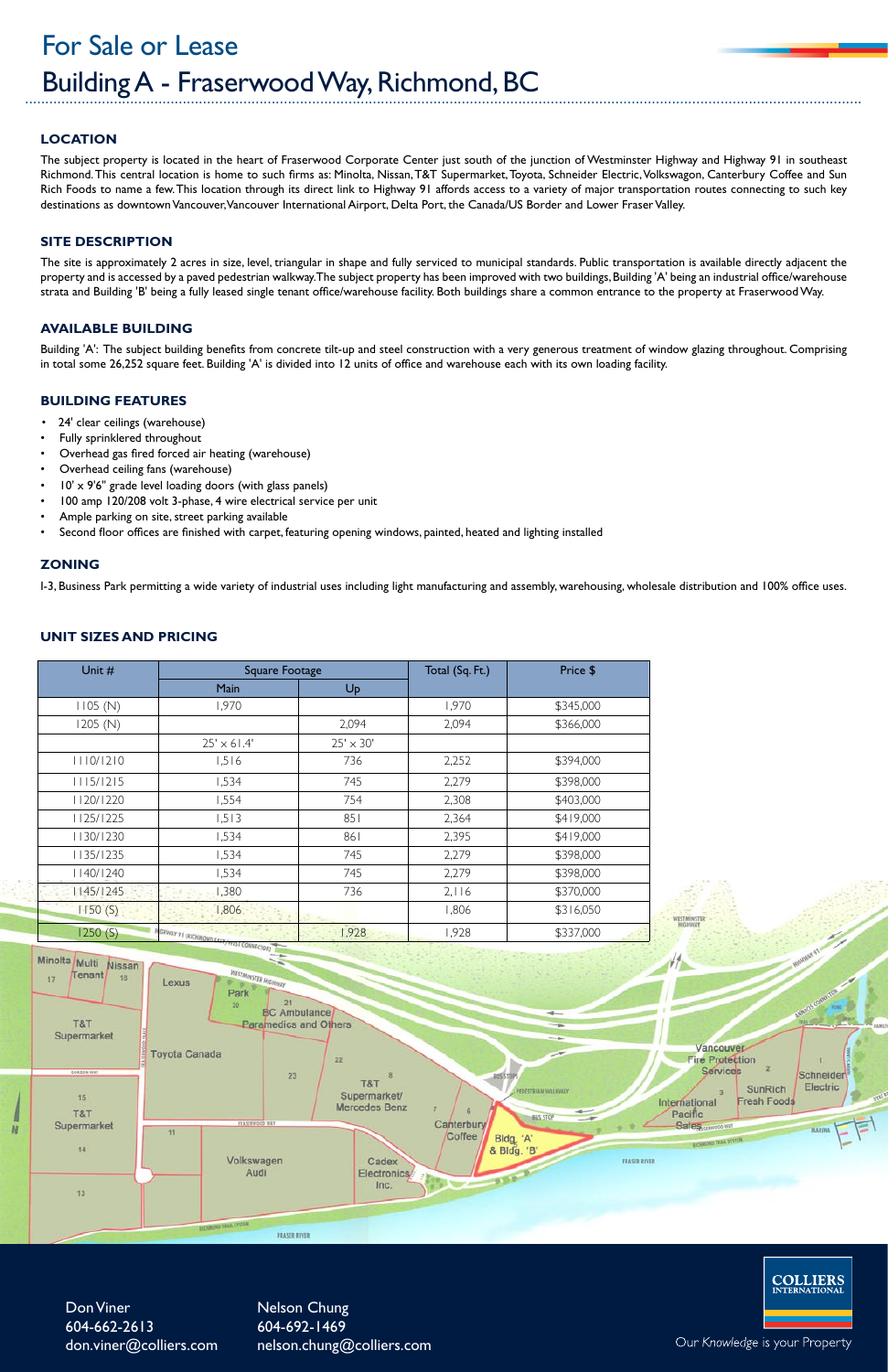# For Sale or Lease

# Building A - Fraserwood Way, Richmond, BC

## LOCATION

The subject property is located in the heart of Fraserwood Corporate Center just south of the junction of Westminster Highway and Highway 91 in southeast Richmond. This central location is home to such firms as: Minolta, Nissan, T&T Supermarket, Toyota, Schneider Electric, Volkswagon, Canterbury Coffee and Sun Rich Foods to name a few. This location through its direct link to Highway 91 affords access to a variety of major transportation routes connecting to such key destinations as downtown Vancouver, Vancouver International Airport, Delta Port, the Canada/US Border and Lower Fraser Valley.

## SITE DESCRIPTION

The site is approximately 2 acres in size, level, triangular in shape and fully serviced to municipal standards. Public transportation is available directly adjacent the property and is accessed by a paved pedestrian walkway. The subject property has been improved with two buildings, Building 'A' being an industrial office/warehouse strata and Building 'B' being a fully leased single tenant office/warehouse facility. Both buildings share a common entrance to the property at Fraserwood Way.

## AVAILABLE BUILDING

Building 'A': The subject building benefits from concrete tilt-up and steel construction with a very generous treatment of window glazing throughout. Comprising in total some 26,252 square feet. Building 'A' is divided into 12 units of office and warehouse each with its own loading facility.

## BUILDING FEATURES

- 24' clear ceilings (warehouse)
- Fully sprinklered throughout
- Overhead gas fired forced air heating (warehouse)
- Overhead ceiling fans (warehouse)
- 10' x 9'6" grade level loading doors (with glass panels)
- 100 amp 120/208 volt 3-phase, 4 wire electrical service per unit
- Ample parking on site, street parking available
- Second floor offices are finished with carpet, featuring opening windows, painted, heated and lighting installed

## ZONING

I-3, Business Park permitting a wide variety of industrial uses including light manufacturing and assembly, warehousing, wholesale distribution and 100% office uses.

## UNIT SIZES AND PRICING

| Unit # | Square Footage | | Total (Sq. Ft.) | Price $ |
|---|---|---|---|---|
| | Main | Up | | |
| 1105 (N) | 1,970 | | 1,970 | $345,000 |
| 1205 (N) | | 2,094 | 2,094 | $366,000 |
| | 25' x 61.4' | 25' x 30' | | |
| 1110/1210 | 1,516 | 736 | 2,252 | $394,000 |
| 1115/1215 | 1,534 | 745 | 2,279 | $398,000 |
| 1120/1220 | 1,554 | 754 | 2,308 | $403,000 |
| 1125/1225 | 1,513 | 851 | 2,364 | $419,000 |
| 1130/1230 | 1,534 | 861 | 2,395 | $419,000 |
| 1135/1235 | 1,534 | 745 | 2,279 | $398,000 |
| 1140/1240 | 1,534 | 745 | 2,279 | $398,000 |
| 1145/1245 | 1,380 | 736 | 2,116 | $370,000 |
| 1150 (S) | 1,806 | | 1,806 | $316,050 |
| 1250 (S) | | 1,928 | 1,928 | $337,000 |

Don Viner
604-662-2613
don.viner@colliers.com

Nelson Chung
604-692-1469
nelson.chung@colliers.com

COLLIERS INTERNATIONAL

Our Knowledge is your Property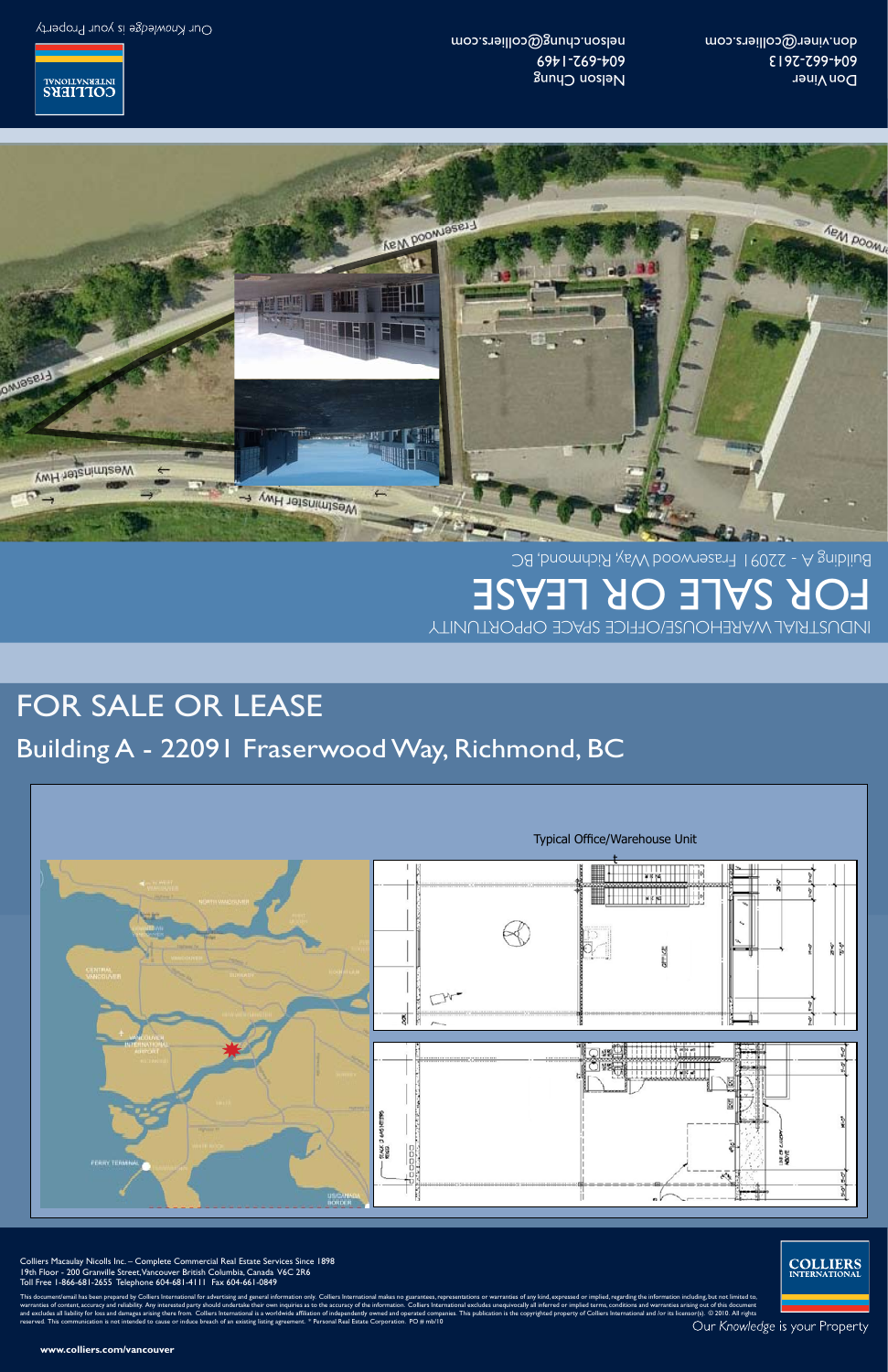Don Viner
604-692-2613
don.viner@colliers.com

Nelson Chung
604-692-1469
nelson.chung@colliers.com

COLLIERS INTERNATIONAL

Our Knowledge is your Property

Fraserwood Way

Westminster Hwy

INDUSTRIAL WAREHOUSE/OFFICE SPACE OPPORTUNITY

# FOR SALE OR LEASE

Building A - 22091 Fraserwood Way, Richmond, BC

# FOR SALE OR LEASE

## Building A - 22091 Fraserwood Way, Richmond, BC

Typical Office/Warehouse Unit

Colliers Macaulay Nicolls Inc. – Complete Commercial Real Estate Services Since 1898
19th Floor - 200 Granville Street, Vancouver British Columbia, Canada V6C 2R6
Toll Free 1-866-681-2655 Telephone 604-681-4111 Fax 604-661-0849

This document/email has been prepared by Colliers International for advertising and general information only. Colliers International makes no guarantees, representations or warranties of any kind, expressed or implied, regarding the information including, but not limited to, warranties of content, accuracy and reliability. Any interested party should undertake their own inquiries as to the accuracy of the information. Colliers International excludes unequivocally all inferred or implied terms, conditions and warranties arising out of this document and excludes all liability for loss and damages arising there from. Colliers International is a worldwide affiliation of independently owned and operated companies. This publication is the copyrighted property of Colliers International and /or its licensor(s). © 2010. All rights reserved. This communication is not intended to cause or induce breach of an existing listing agreement. * Personal Real Estate Corporation. PO # mb/10

COLLIERS INTERNATIONAL

Our Knowledge is your Property

www.colliers.com/vancouver